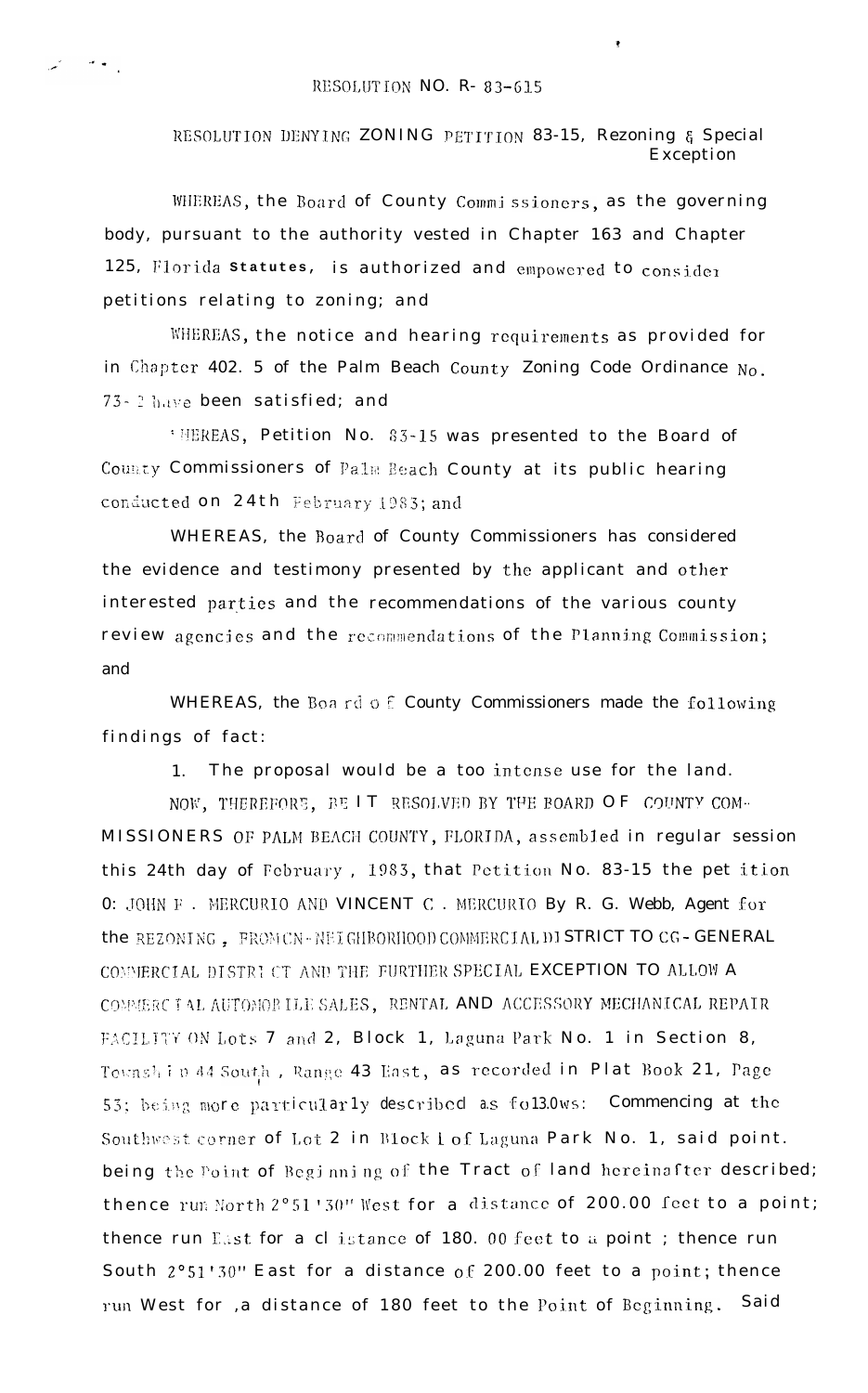RESOLUTION NO. R- 83-615

RESOLUTION DENYING ZONING PETITION 83-15, Rezoning & Special Exception

WHEREAS, the Board of County Commissioners, as the governing body, pursuant to the authority vested in Chapter 163 and Chapter 125, Florida Statutes, is authorized and empowered to consider petitions relating to zoning; and

WHEREAS, the notice and hearing requirements as provided for in Chapter 402. 5 of the Palm Beach County Zoning Code Ordinance No. 73- 2 have been satisfied; and

WHEREAS, Petition No. 83-15 was presented to the Board of County Commissioners of Palm Beach County at its public hearing conducted on 24th February 1983; and

WHEREAS, the Board of County Commissioners has considered the evidence and testimony presented by the applicant and other interested parties and the recommendations of the various county review agencies and the recommendations of the Planning Commission; and

WHEREAS, the Board of County Commissioners made the following findings of fact:

1. The proposal would be a too intense use for the land.

NOW, THEREFORE, BE IT RESOLVED BY THE BOARD OF COUNTY COMMISSIONERS OF PALM BEACH COUNTY, FLORIDA, assembled in regular session this 24th day of February, 1983, that Petition No. 83-15 the petition of JOHN F. MERCURIO AND VINCENT C. MERCURIO By R. G. Webb, Agent for the REZONING, FROM CN-NEIGHBORHOOD COMMERCIAL DISTRICT TO CG-GENERAL COMMERCIAL DISTRICT AND THE FURTHER SPECIAL EXCEPTION TO ALLOW A COMMERCIAL AUTOMOBILE SALES, RENTAL AND ACCESSORY MECHANICAL REPAIR FACILITY ON Lots 7 and 2, Block 1, Laguna Park No. 1 in Section 8, Township 44 South, Range 43 East, as recorded in Plat Book 21, Page 53; being more particularly described as follows: Commencing at the Southwest corner of Lot 2 in Block 1 of Laguna Park No. 1, said point. being the Point of Beginning of the Tract of land hereinafter described; thence run North 2°51'30" West for a distance of 200.00 feet to a point; thence run East for a distance of 180. 00 feet to a point ; thence run South 2°51'30" East for a distance of 200.00 feet to a point; thence run West for ,a distance of 180 feet to the Point of Beginning. Said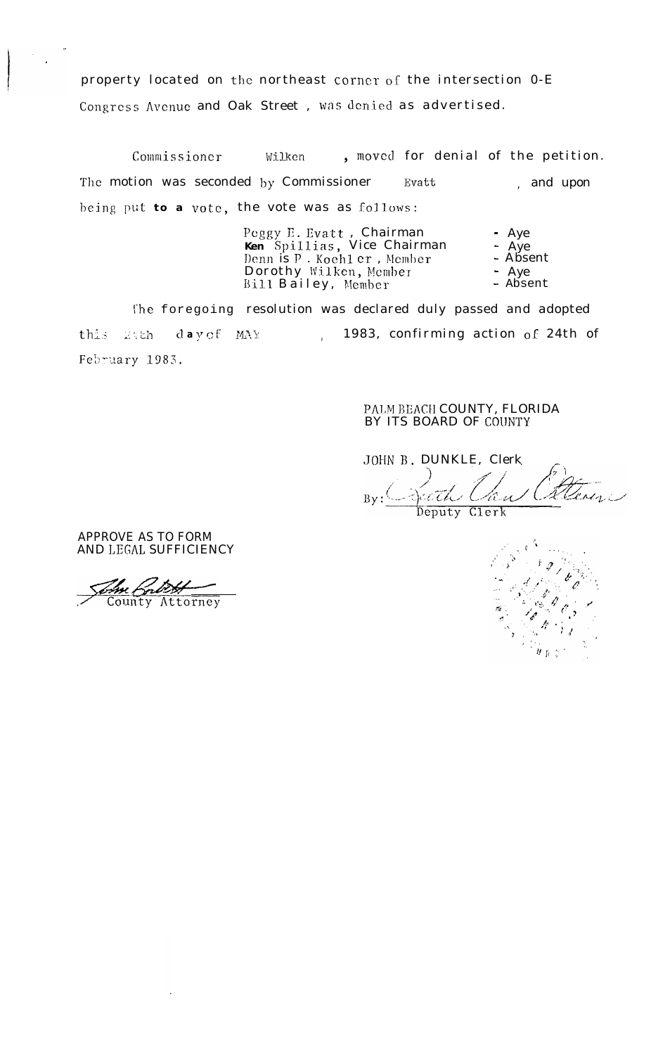property located on the northeast corner of the intersection 0-E Congress Avenue and Oak Street , was denied as advertised.

Commissioner Wilken , moved for denial of the petition. The motion was seconded by Commissioner Evatt , and upon being put to a vote, the vote was as follows:

| | |
|---|---|
| Peggy E. Evatt , Chairman | - Aye |
| Ken Spillias, Vice Chairman | - Aye |
| Dennis P. Koehler, Member | - Absent |
| Dorothy Wilken, Member | - Aye |
| Bill Bailey, Member | - Absent |

The foregoing resolution was declared duly passed and adopted this 24th day of MAY , 1983, confirming action of 24th of February 1983.

PALM BEACH COUNTY, FLORIDA
BY ITS BOARD OF COUNTY

JOHN B. DUNKLE, Clerk

By: ____________
Deputy Clerk

APPROVE AS TO FORM
AND LEGAL SUFFICIENCY

____________
County Attorney